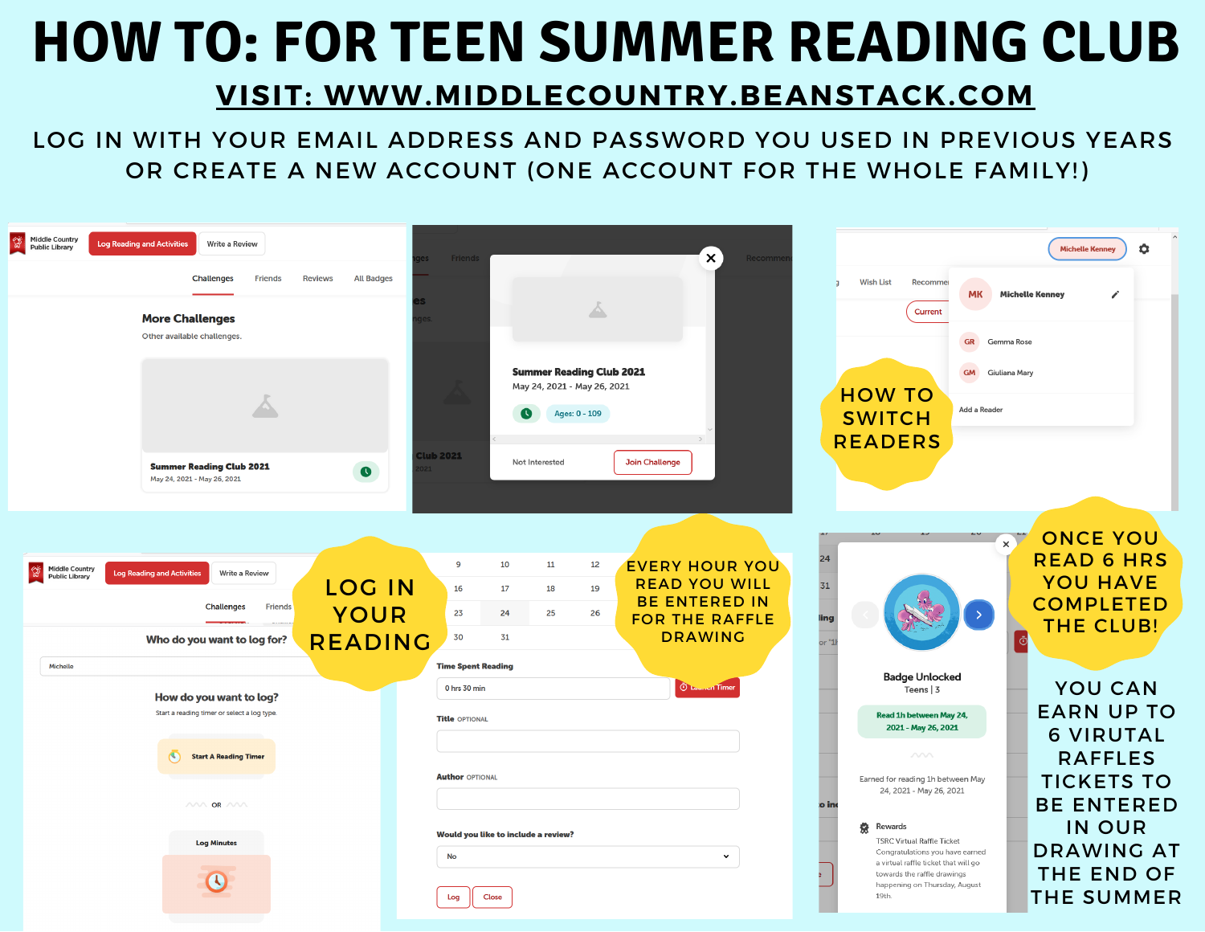# HOW TO: FOR TEEN SUMMER READING CLUB

## VISIT: WWW.MIDDLECOUNTRY.BEANSTACK.COM

LOG IN WITH YOUR EMAIL ADDRESS AND PASSWORD YOU USED IN PREVIOUS YEARS OR CREATE A NEW ACCOUNT (ONE ACCOUNT FOR THE WHOLE FAMILY!)

HOW TO SWITCH READERS

LOG IN YOUR READING

EVERY HOUR YOU READ YOU WILL BE ENTERED IN FOR THE RAFFLE DRAWING

ONCE YOU READ 6 HRS YOU HAVE COMPLETED THE CLUB!

YOU CAN EARN UP TO 6 VIRUTAL RAFFLES TICKETS TO BE ENTERED IN OUR DRAWING AT THE END OF THE SUMMER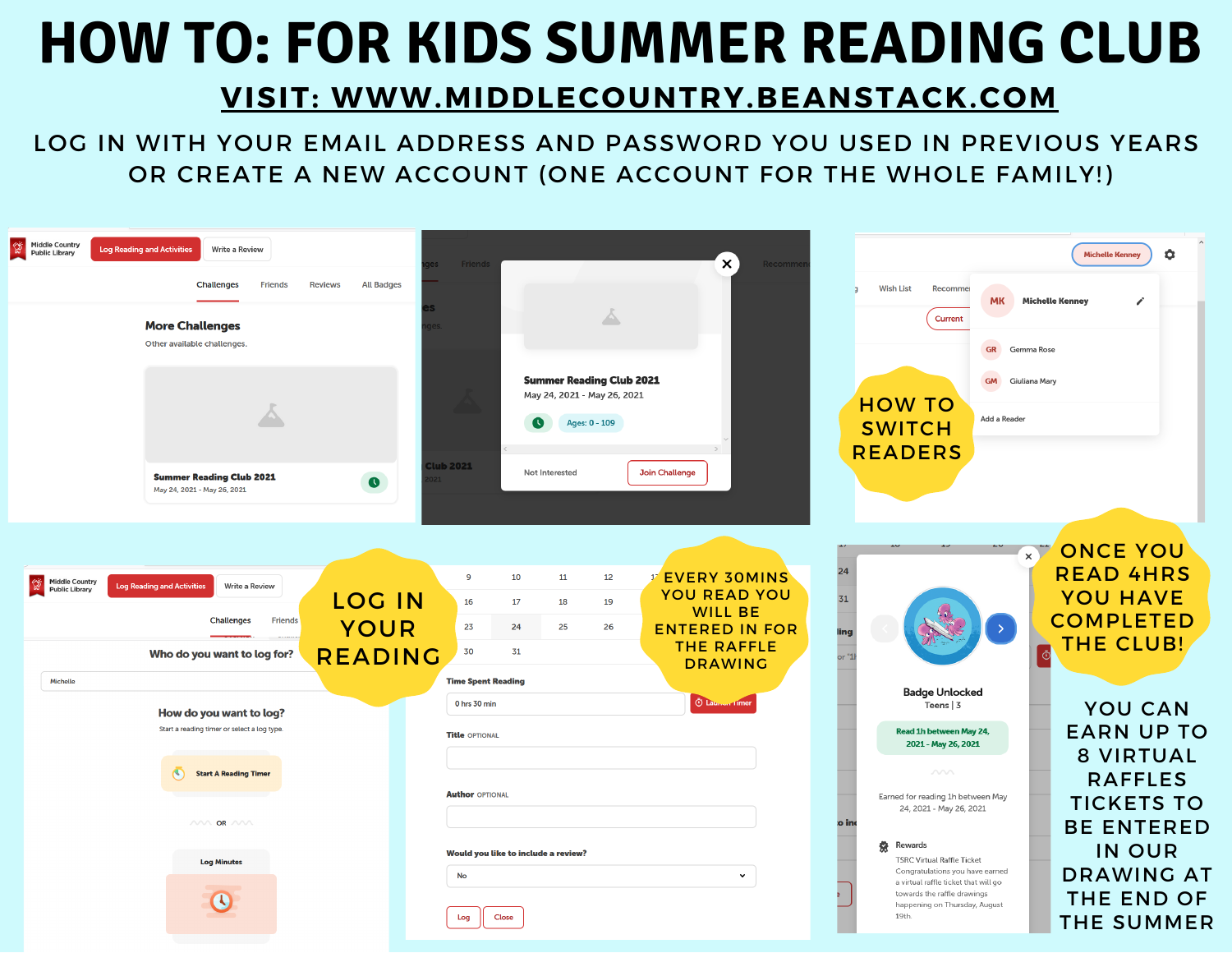# HOW TO: FOR KIDS SUMMER READING CLUB

## VISIT: WWW.MIDDLECOUNTRY.BEANSTACK.COM

LOG IN WITH YOUR EMAIL ADDRESS AND PASSWORD YOU USED IN PREVIOUS YEARS OR CREATE A NEW ACCOUNT (ONE ACCOUNT FOR THE WHOLE FAMILY!)

HOW TO SWITCH READERS

LOG IN YOUR READING

EVERY 30MINS YOU READ YOU WILL BE ENTERED IN FOR THE RAFFLE DRAWING

ONCE YOU READ 4HRS YOU HAVE COMPLETED THE CLUB!

YOU CAN EARN UP TO 8 VIRTUAL RAFFLES TICKETS TO BE ENTERED IN OUR DRAWING AT THE END OF THE SUMMER